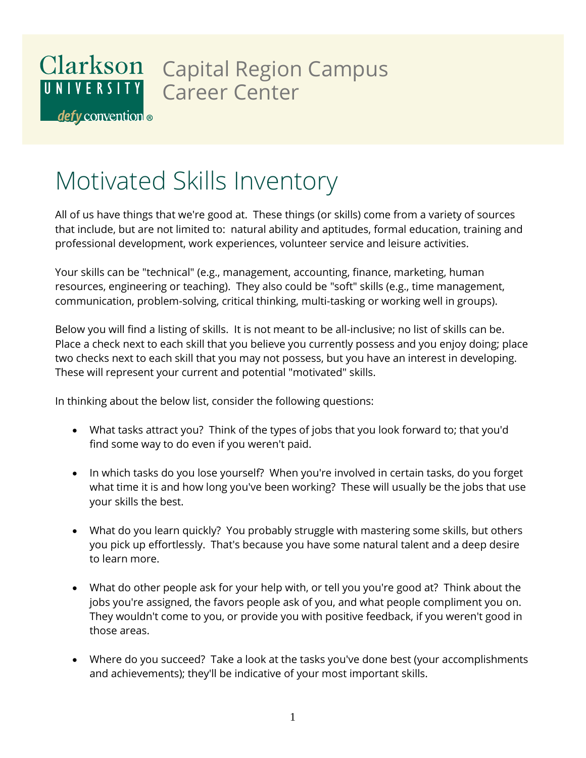Clarkson University — *defy convention*®

# Capital Region Campus Career Center

# Motivated Skills Inventory

All of us have things that we're good at. These things (or skills) come from a variety of sources that include, but are not limited to: natural ability and aptitudes, formal education, training and professional development, work experiences, volunteer service and leisure activities.

Your skills can be "technical" (e.g., management, accounting, finance, marketing, human resources, engineering or teaching). They also could be "soft" skills (e.g., time management, communication, problem-solving, critical thinking, multi-tasking or working well in groups).

Below you will find a listing of skills. It is not meant to be all-inclusive; no list of skills can be. Place a check next to each skill that you believe you currently possess and you enjoy doing; place two checks next to each skill that you may not possess, but you have an interest in developing. These will represent your current and potential "motivated" skills.

In thinking about the below list, consider the following questions:

- What tasks attract you? Think of the types of jobs that you look forward to; that you'd find some way to do even if you weren't paid.
- In which tasks do you lose yourself? When you're involved in certain tasks, do you forget what time it is and how long you've been working? These will usually be the jobs that use your skills the best.
- What do you learn quickly? You probably struggle with mastering some skills, but others you pick up effortlessly. That's because you have some natural talent and a deep desire to learn more.
- What do other people ask for your help with, or tell you you're good at? Think about the jobs you're assigned, the favors people ask of you, and what people compliment you on. They wouldn't come to you, or provide you with positive feedback, if you weren't good in those areas.
- Where do you succeed? Take a look at the tasks you've done best (your accomplishments and achievements); they'll be indicative of your most important skills.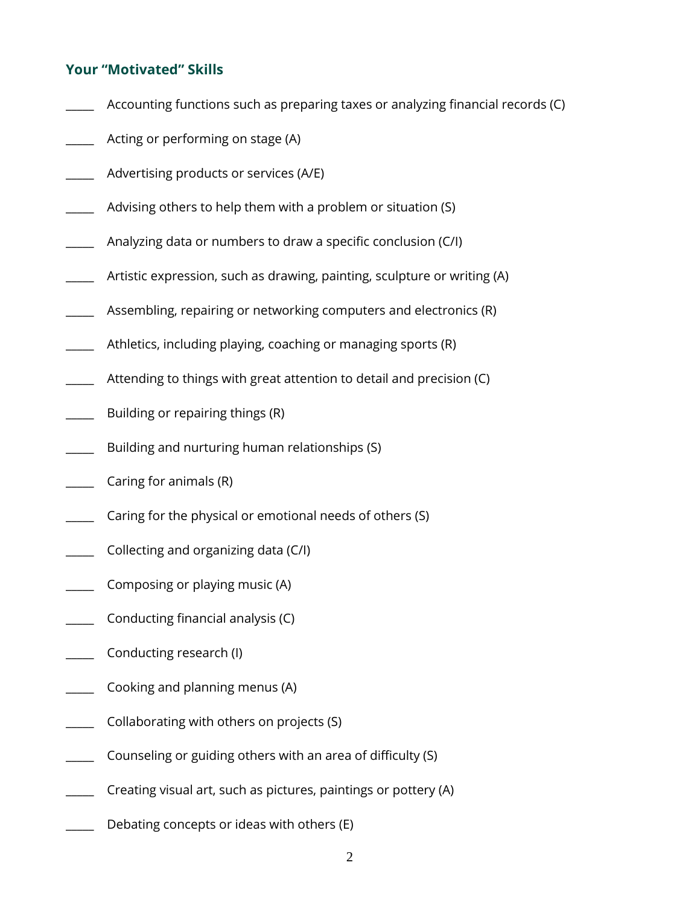### Your "Motivated" Skills

_____ Accounting functions such as preparing taxes or analyzing financial records (C)

_____ Acting or performing on stage (A)

_____ Advertising products or services (A/E)

_____ Advising others to help them with a problem or situation (S)

_____ Analyzing data or numbers to draw a specific conclusion (C/I)

_____ Artistic expression, such as drawing, painting, sculpture or writing (A)

_____ Assembling, repairing or networking computers and electronics (R)

_____ Athletics, including playing, coaching or managing sports (R)

_____ Attending to things with great attention to detail and precision (C)

_____ Building or repairing things (R)

_____ Building and nurturing human relationships (S)

_____ Caring for animals (R)

_____ Caring for the physical or emotional needs of others (S)

_____ Collecting and organizing data (C/I)

_____ Composing or playing music (A)

_____ Conducting financial analysis (C)

_____ Conducting research (I)

_____ Cooking and planning menus (A)

_____ Collaborating with others on projects (S)

_____ Counseling or guiding others with an area of difficulty (S)

_____ Creating visual art, such as pictures, paintings or pottery (A)

_____ Debating concepts or ideas with others (E)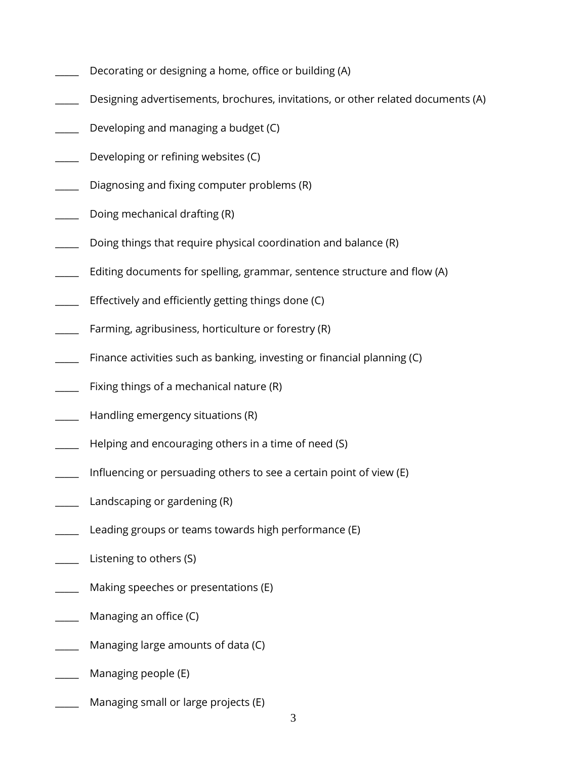_____ Decorating or designing a home, office or building (A)

_____ Designing advertisements, brochures, invitations, or other related documents (A)

_____ Developing and managing a budget (C)

_____ Developing or refining websites (C)

_____ Diagnosing and fixing computer problems (R)

_____ Doing mechanical drafting (R)

_____ Doing things that require physical coordination and balance (R)

_____ Editing documents for spelling, grammar, sentence structure and flow (A)

_____ Effectively and efficiently getting things done (C)

_____ Farming, agribusiness, horticulture or forestry (R)

_____ Finance activities such as banking, investing or financial planning (C)

_____ Fixing things of a mechanical nature (R)

_____ Handling emergency situations (R)

_____ Helping and encouraging others in a time of need (S)

_____ Influencing or persuading others to see a certain point of view (E)

_____ Landscaping or gardening (R)

_____ Leading groups or teams towards high performance (E)

_____ Listening to others (S)

_____ Making speeches or presentations (E)

_____ Managing an office (C)

_____ Managing large amounts of data (C)

_____ Managing people (E)

_____ Managing small or large projects (E)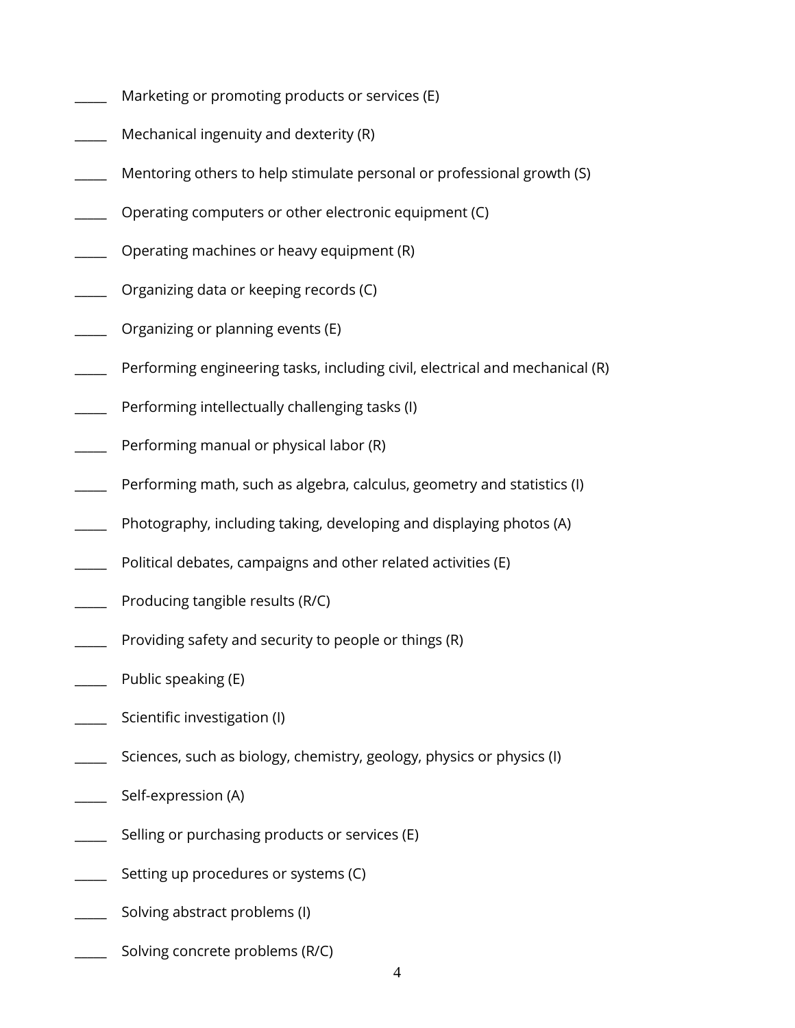_____ Marketing or promoting products or services (E)

_____ Mechanical ingenuity and dexterity (R)

_____ Mentoring others to help stimulate personal or professional growth (S)

_____ Operating computers or other electronic equipment (C)

_____ Operating machines or heavy equipment (R)

_____ Organizing data or keeping records (C)

_____ Organizing or planning events (E)

_____ Performing engineering tasks, including civil, electrical and mechanical (R)

_____ Performing intellectually challenging tasks (I)

_____ Performing manual or physical labor (R)

_____ Performing math, such as algebra, calculus, geometry and statistics (I)

_____ Photography, including taking, developing and displaying photos (A)

_____ Political debates, campaigns and other related activities (E)

_____ Producing tangible results (R/C)

_____ Providing safety and security to people or things (R)

_____ Public speaking (E)

_____ Scientific investigation (I)

_____ Sciences, such as biology, chemistry, geology, physics or physics (I)

_____ Self-expression (A)

_____ Selling or purchasing products or services (E)

_____ Setting up procedures or systems (C)

_____ Solving abstract problems (I)

_____ Solving concrete problems (R/C)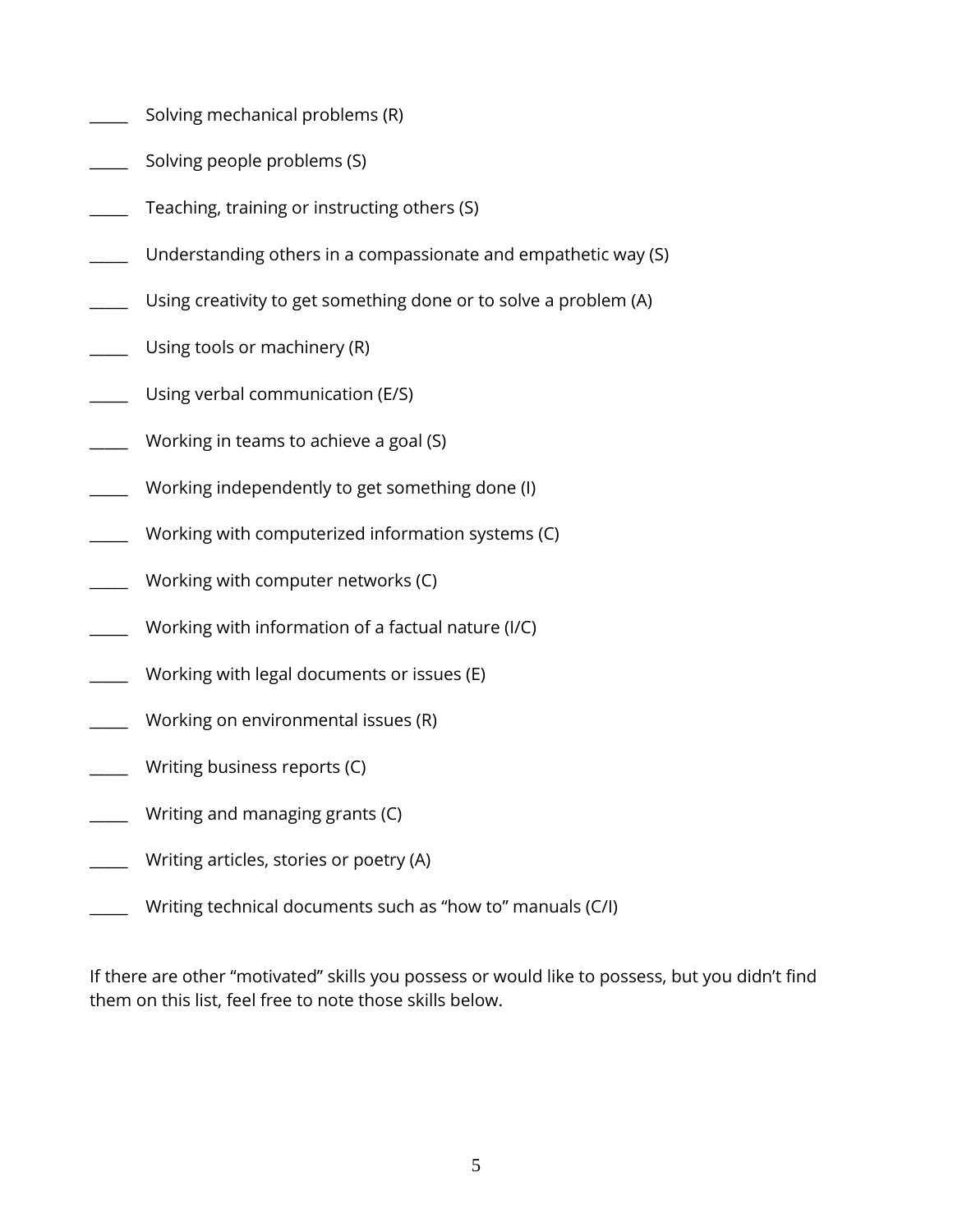_____ Solving mechanical problems (R)

_____ Solving people problems (S)

_____ Teaching, training or instructing others (S)

_____ Understanding others in a compassionate and empathetic way (S)

_____ Using creativity to get something done or to solve a problem (A)

_____ Using tools or machinery (R)

_____ Using verbal communication (E/S)

_____ Working in teams to achieve a goal (S)

_____ Working independently to get something done (I)

_____ Working with computerized information systems (C)

_____ Working with computer networks (C)

_____ Working with information of a factual nature (I/C)

_____ Working with legal documents or issues (E)

_____ Working on environmental issues (R)

_____ Writing business reports (C)

_____ Writing and managing grants (C)

_____ Writing articles, stories or poetry (A)

_____ Writing technical documents such as "how to" manuals (C/I)

If there are other "motivated" skills you possess or would like to possess, but you didn't find them on this list, feel free to note those skills below.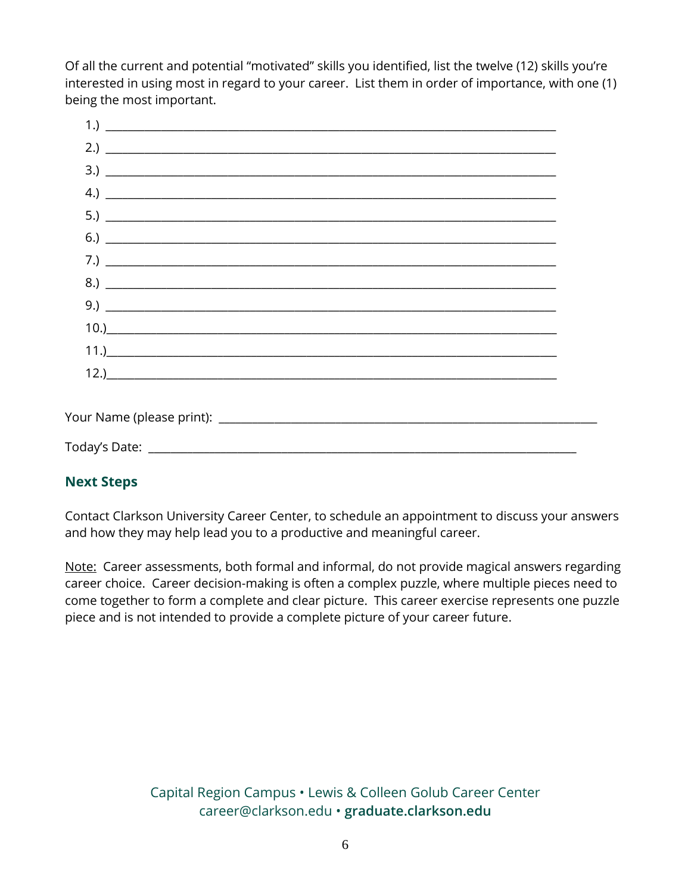Of all the current and potential "motivated" skills you identified, list the twelve (12) skills you're interested in using most in regard to your career. List them in order of importance, with one (1) being the most important.

1.) ______________________________________________________________________________
2.) ______________________________________________________________________________
3.) ______________________________________________________________________________
4.) ______________________________________________________________________________
5.) ______________________________________________________________________________
6.) ______________________________________________________________________________
7.) ______________________________________________________________________________
8.) ______________________________________________________________________________
9.) ______________________________________________________________________________
10.)______________________________________________________________________________
11.)______________________________________________________________________________
12.)______________________________________________________________________________

Your Name (please print): ___________________________________________________________________

Today's Date: _____________________________________________________________________________

## Next Steps

Contact Clarkson University Career Center, to schedule an appointment to discuss your answers and how they may help lead you to a productive and meaningful career.

Note: Career assessments, both formal and informal, do not provide magical answers regarding career choice. Career decision-making is often a complex puzzle, where multiple pieces need to come together to form a complete and clear picture. This career exercise represents one puzzle piece and is not intended to provide a complete picture of your career future.

Capital Region Campus • Lewis & Colleen Golub Career Center
career@clarkson.edu • **graduate.clarkson.edu**